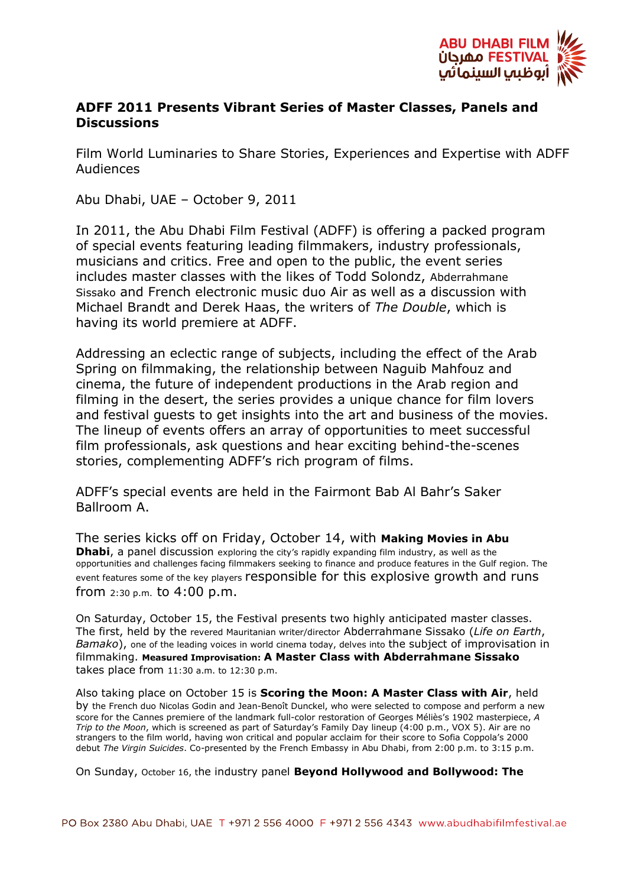# ADFF 2011 Presents Vibrant Series of Master Classes, Panels and Discussions

Film World Luminaries to Share Stories, Experiences and Expertise with ADFF Audiences

Abu Dhabi, UAE – October 9, 2011

In 2011, the Abu Dhabi Film Festival (ADFF) is offering a packed program of special events featuring leading filmmakers, industry professionals, musicians and critics. Free and open to the public, the event series includes master classes with the likes of Todd Solondz, Abderrahmane Sissako and French electronic music duo Air as well as a discussion with Michael Brandt and Derek Haas, the writers of *The Double*, which is having its world premiere at ADFF.

Addressing an eclectic range of subjects, including the effect of the Arab Spring on filmmaking, the relationship between Naguib Mahfouz and cinema, the future of independent productions in the Arab region and filming in the desert, the series provides a unique chance for film lovers and festival guests to get insights into the art and business of the movies. The lineup of events offers an array of opportunities to meet successful film professionals, ask questions and hear exciting behind-the-scenes stories, complementing ADFF's rich program of films.

ADFF's special events are held in the Fairmont Bab Al Bahr's Saker Ballroom A.

The series kicks off on Friday, October 14, with **Making Movies in Abu Dhabi**, a panel discussion exploring the city's rapidly expanding film industry, as well as the opportunities and challenges facing filmmakers seeking to finance and produce features in the Gulf region. The event features some of the key players responsible for this explosive growth and runs from 2:30 p.m. to 4:00 p.m.

On Saturday, October 15, the Festival presents two highly anticipated master classes. The first, held by the revered Mauritanian writer/director Abderrahmane Sissako (*Life on Earth*, *Bamako*), one of the leading voices in world cinema today, delves into the subject of improvisation in filmmaking. **Measured Improvisation: A Master Class with Abderrahmane Sissako** takes place from 11:30 a.m. to 12:30 p.m.

Also taking place on October 15 is **Scoring the Moon: A Master Class with Air**, held by the French duo Nicolas Godin and Jean-Benoît Dunckel, who were selected to compose and perform a new score for the Cannes premiere of the landmark full-color restoration of Georges Méliès's 1902 masterpiece, *A Trip to the Moon*, which is screened as part of Saturday's Family Day lineup (4:00 p.m., VOX 5). Air are no strangers to the film world, having won critical and popular acclaim for their score to Sofia Coppola's 2000 debut *The Virgin Suicides*. Co-presented by the French Embassy in Abu Dhabi, from 2:00 p.m. to 3:15 p.m.

On Sunday, October 16, the industry panel **Beyond Hollywood and Bollywood: The**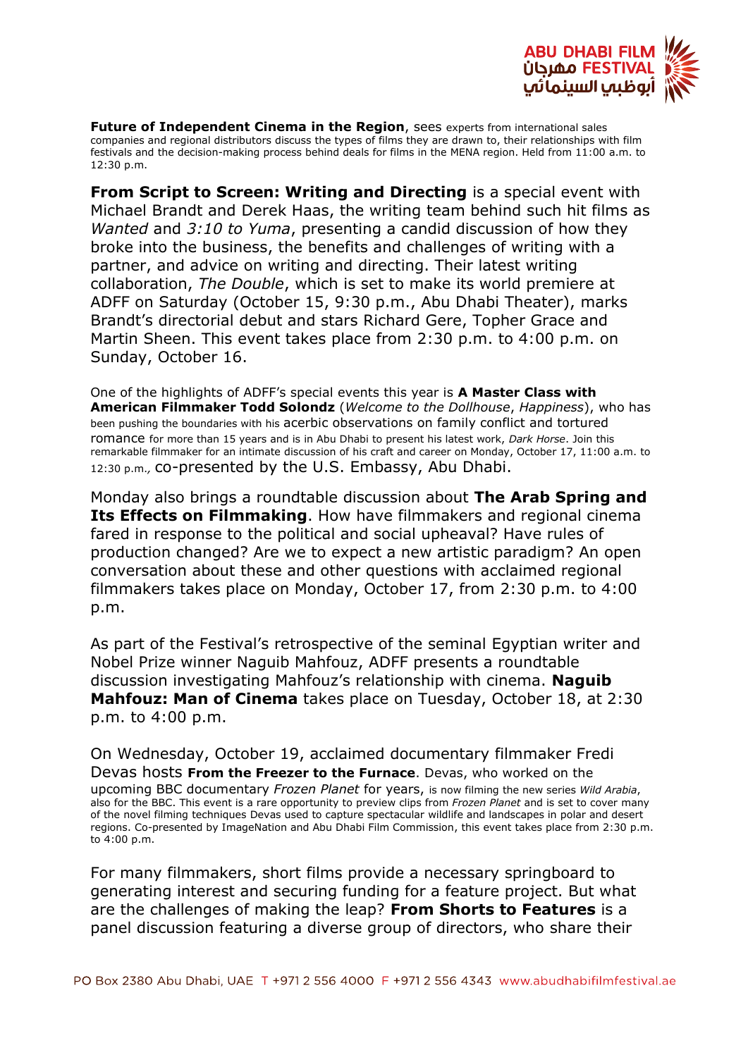**Future of Independent Cinema in the Region**, sees experts from international sales companies and regional distributors discuss the types of films they are drawn to, their relationships with film festivals and the decision-making process behind deals for films in the MENA region. Held from 11:00 a.m. to 12:30 p.m.

**From Script to Screen: Writing and Directing** is a special event with Michael Brandt and Derek Haas, the writing team behind such hit films as *Wanted* and *3:10 to Yuma*, presenting a candid discussion of how they broke into the business, the benefits and challenges of writing with a partner, and advice on writing and directing. Their latest writing collaboration, *The Double*, which is set to make its world premiere at ADFF on Saturday (October 15, 9:30 p.m., Abu Dhabi Theater), marks Brandt's directorial debut and stars Richard Gere, Topher Grace and Martin Sheen. This event takes place from 2:30 p.m. to 4:00 p.m. on Sunday, October 16.

One of the highlights of ADFF's special events this year is **A Master Class with American Filmmaker Todd Solondz** (*Welcome to the Dollhouse*, *Happiness*), who has been pushing the boundaries with his acerbic observations on family conflict and tortured romance for more than 15 years and is in Abu Dhabi to present his latest work, *Dark Horse*. Join this remarkable filmmaker for an intimate discussion of his craft and career on Monday, October 17, 11:00 a.m. to 12:30 p.m., co-presented by the U.S. Embassy, Abu Dhabi.

Monday also brings a roundtable discussion about **The Arab Spring and Its Effects on Filmmaking**. How have filmmakers and regional cinema fared in response to the political and social upheaval? Have rules of production changed? Are we to expect a new artistic paradigm? An open conversation about these and other questions with acclaimed regional filmmakers takes place on Monday, October 17, from 2:30 p.m. to 4:00 p.m.

As part of the Festival's retrospective of the seminal Egyptian writer and Nobel Prize winner Naguib Mahfouz, ADFF presents a roundtable discussion investigating Mahfouz's relationship with cinema. **Naguib Mahfouz: Man of Cinema** takes place on Tuesday, October 18, at 2:30 p.m. to 4:00 p.m.

On Wednesday, October 19, acclaimed documentary filmmaker Fredi Devas hosts **From the Freezer to the Furnace**. Devas, who worked on the upcoming BBC documentary *Frozen Planet* for years, is now filming the new series *Wild Arabia*, also for the BBC. This event is a rare opportunity to preview clips from *Frozen Planet* and is set to cover many of the novel filming techniques Devas used to capture spectacular wildlife and landscapes in polar and desert regions. Co-presented by ImageNation and Abu Dhabi Film Commission, this event takes place from 2:30 p.m. to 4:00 p.m.

For many filmmakers, short films provide a necessary springboard to generating interest and securing funding for a feature project. But what are the challenges of making the leap? **From Shorts to Features** is a panel discussion featuring a diverse group of directors, who share their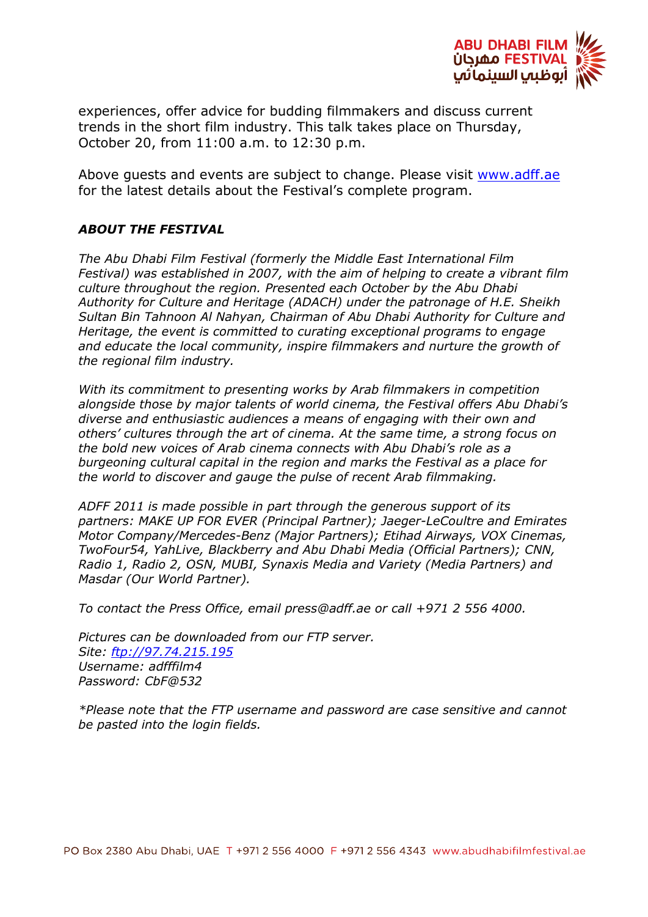experiences, offer advice for budding filmmakers and discuss current trends in the short film industry. This talk takes place on Thursday, October 20, from 11:00 a.m. to 12:30 p.m.

Above guests and events are subject to change. Please visit www.adff.ae for the latest details about the Festival's complete program.

***ABOUT THE FESTIVAL***

*The Abu Dhabi Film Festival (formerly the Middle East International Film Festival) was established in 2007, with the aim of helping to create a vibrant film culture throughout the region. Presented each October by the Abu Dhabi Authority for Culture and Heritage (ADACH) under the patronage of H.E. Sheikh Sultan Bin Tahnoon Al Nahyan, Chairman of Abu Dhabi Authority for Culture and Heritage, the event is committed to curating exceptional programs to engage and educate the local community, inspire filmmakers and nurture the growth of the regional film industry.*

*With its commitment to presenting works by Arab filmmakers in competition alongside those by major talents of world cinema, the Festival offers Abu Dhabi's diverse and enthusiastic audiences a means of engaging with their own and others' cultures through the art of cinema. At the same time, a strong focus on the bold new voices of Arab cinema connects with Abu Dhabi's role as a burgeoning cultural capital in the region and marks the Festival as a place for the world to discover and gauge the pulse of recent Arab filmmaking.*

*ADFF 2011 is made possible in part through the generous support of its partners: MAKE UP FOR EVER (Principal Partner); Jaeger-LeCoultre and Emirates Motor Company/Mercedes-Benz (Major Partners); Etihad Airways, VOX Cinemas, TwoFour54, YahLive, Blackberry and Abu Dhabi Media (Official Partners); CNN, Radio 1, Radio 2, OSN, MUBI, Synaxis Media and Variety (Media Partners) and Masdar (Our World Partner).*

*To contact the Press Office, email press@adff.ae or call +971 2 556 4000.*

*Pictures can be downloaded from our FTP server.*
*Site: ftp://97.74.215.195*
*Username: adfffilm4*
*Password: CbF@532*

*\*Please note that the FTP username and password are case sensitive and cannot be pasted into the login fields.*